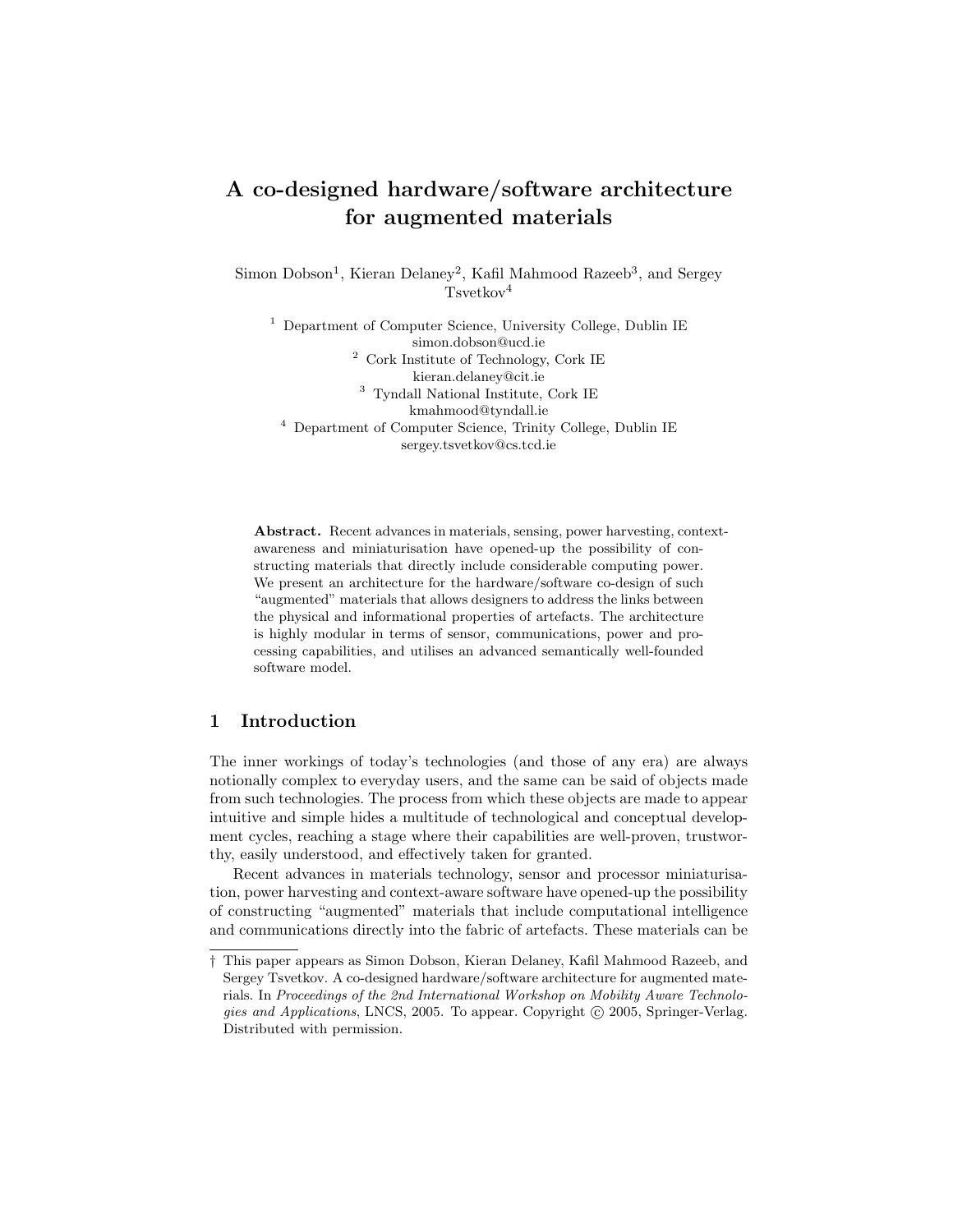# A co-designed hardware/software architecture for augmented materials

Simon Dobson[1], Kieran Delaney[2], Kafil Mahmood Razeeb[3], and Sergey Tsvetkov[4]

[1] Department of Computer Science, University College, Dublin IE
simon.dobson@ucd.ie
[2] Cork Institute of Technology, Cork IE
kieran.delaney@cit.ie
[3] Tyndall National Institute, Cork IE
kmahmood@tyndall.ie
[4] Department of Computer Science, Trinity College, Dublin IE
sergey.tsvetkov@cs.tcd.ie

**Abstract.** Recent advances in materials, sensing, power harvesting, context-awareness and miniaturisation have opened-up the possibility of constructing materials that directly include considerable computing power. We present an architecture for the hardware/software co-design of such "augmented" materials that allows designers to address the links between the physical and informational properties of artefacts. The architecture is highly modular in terms of sensor, communications, power and processing capabilities, and utilises an advanced semantically well-founded software model.

## 1 Introduction

The inner workings of today's technologies (and those of any era) are always notionally complex to everyday users, and the same can be said of objects made from such technologies. The process from which these objects are made to appear intuitive and simple hides a multitude of technological and conceptual development cycles, reaching a stage where their capabilities are well-proven, trustworthy, easily understood, and effectively taken for granted.

Recent advances in materials technology, sensor and processor miniaturisation, power harvesting and context-aware software have opened-up the possibility of constructing "augmented" materials that include computational intelligence and communications directly into the fabric of artefacts. These materials can be

† This paper appears as Simon Dobson, Kieran Delaney, Kafil Mahmood Razeeb, and Sergey Tsvetkov. A co-designed hardware/software architecture for augmented materials. In *Proceedings of the 2nd International Workshop on Mobility Aware Technologies and Applications*, LNCS, 2005. To appear. Copyright © 2005, Springer-Verlag. Distributed with permission.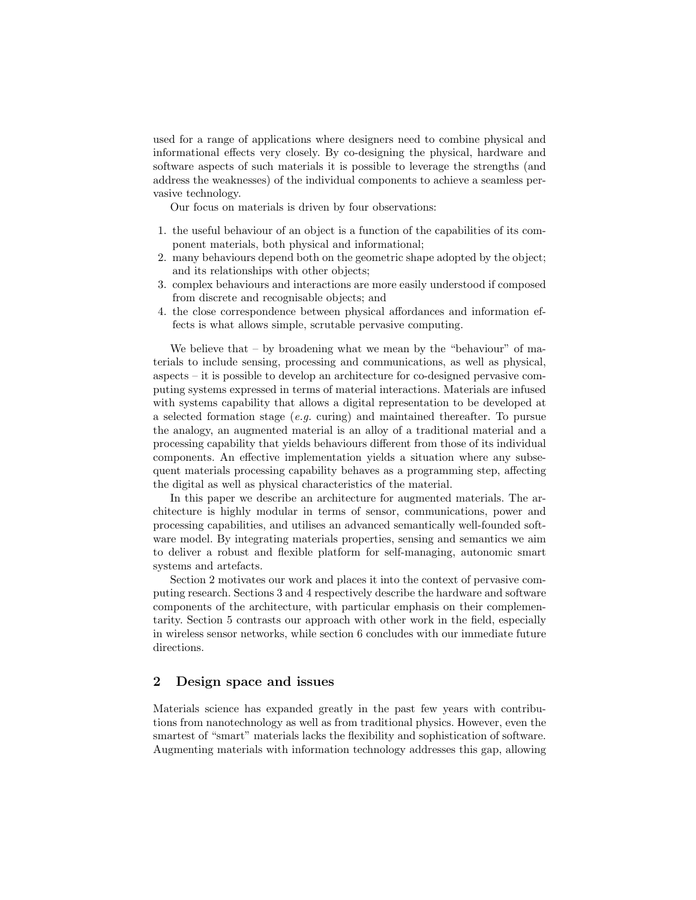used for a range of applications where designers need to combine physical and informational effects very closely. By co-designing the physical, hardware and software aspects of such materials it is possible to leverage the strengths (and address the weaknesses) of the individual components to achieve a seamless pervasive technology.

Our focus on materials is driven by four observations:

1. the useful behaviour of an object is a function of the capabilities of its component materials, both physical and informational;
2. many behaviours depend both on the geometric shape adopted by the object; and its relationships with other objects;
3. complex behaviours and interactions are more easily understood if composed from discrete and recognisable objects; and
4. the close correspondence between physical affordances and information effects is what allows simple, scrutable pervasive computing.

We believe that – by broadening what we mean by the "behaviour" of materials to include sensing, processing and communications, as well as physical, aspects – it is possible to develop an architecture for co-designed pervasive computing systems expressed in terms of material interactions. Materials are infused with systems capability that allows a digital representation to be developed at a selected formation stage (*e.g.* curing) and maintained thereafter. To pursue the analogy, an augmented material is an alloy of a traditional material and a processing capability that yields behaviours different from those of its individual components. An effective implementation yields a situation where any subsequent materials processing capability behaves as a programming step, affecting the digital as well as physical characteristics of the material.

In this paper we describe an architecture for augmented materials. The architecture is highly modular in terms of sensor, communications, power and processing capabilities, and utilises an advanced semantically well-founded software model. By integrating materials properties, sensing and semantics we aim to deliver a robust and flexible platform for self-managing, autonomic smart systems and artefacts.

Section 2 motivates our work and places it into the context of pervasive computing research. Sections 3 and 4 respectively describe the hardware and software components of the architecture, with particular emphasis on their complementarity. Section 5 contrasts our approach with other work in the field, especially in wireless sensor networks, while section 6 concludes with our immediate future directions.

## 2 Design space and issues

Materials science has expanded greatly in the past few years with contributions from nanotechnology as well as from traditional physics. However, even the smartest of "smart" materials lacks the flexibility and sophistication of software. Augmenting materials with information technology addresses this gap, allowing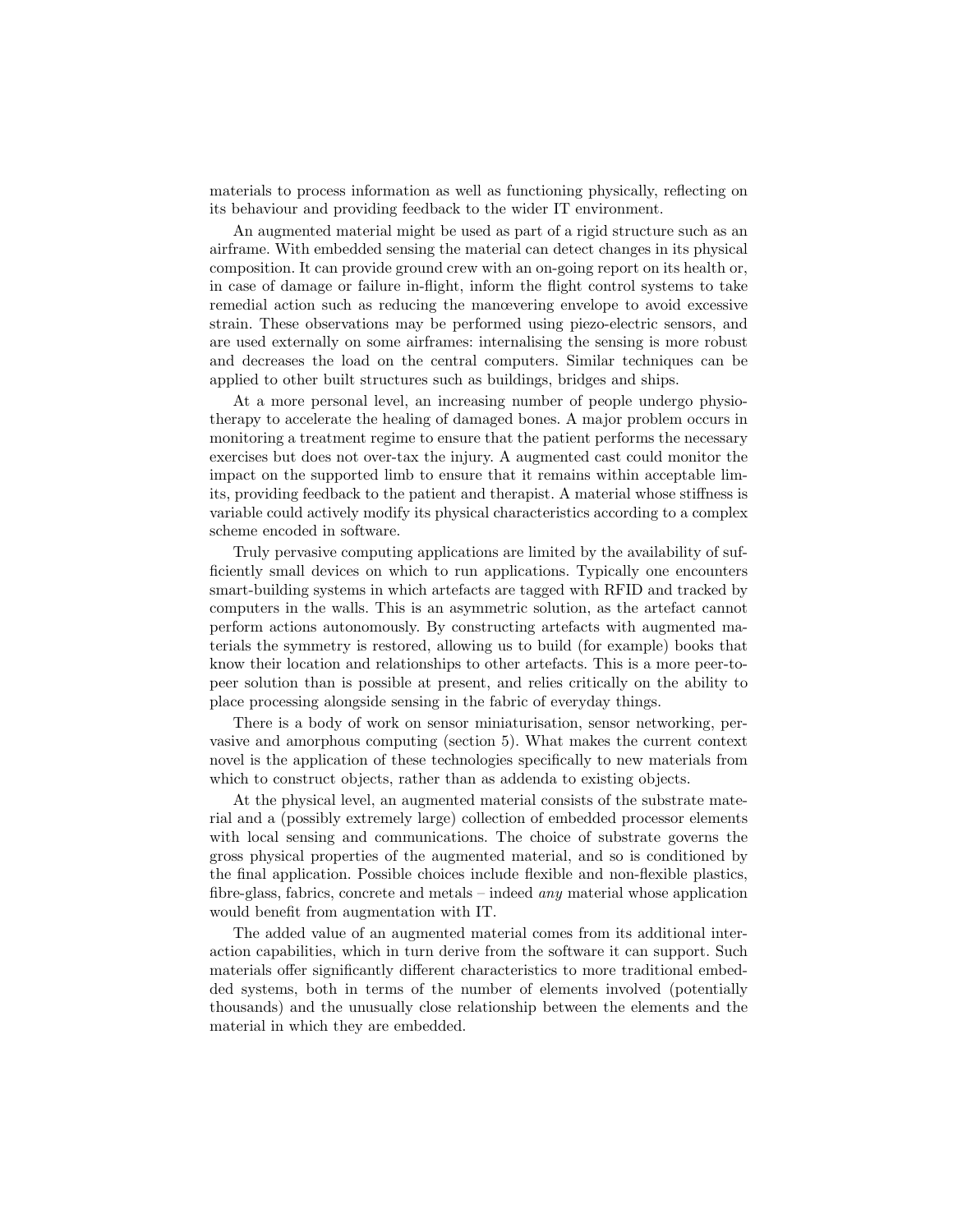materials to process information as well as functioning physically, reflecting on its behaviour and providing feedback to the wider IT environment.

An augmented material might be used as part of a rigid structure such as an airframe. With embedded sensing the material can detect changes in its physical composition. It can provide ground crew with an on-going report on its health or, in case of damage or failure in-flight, inform the flight control systems to take remedial action such as reducing the manœvering envelope to avoid excessive strain. These observations may be performed using piezo-electric sensors, and are used externally on some airframes: internalising the sensing is more robust and decreases the load on the central computers. Similar techniques can be applied to other built structures such as buildings, bridges and ships.

At a more personal level, an increasing number of people undergo physiotherapy to accelerate the healing of damaged bones. A major problem occurs in monitoring a treatment regime to ensure that the patient performs the necessary exercises but does not over-tax the injury. A augmented cast could monitor the impact on the supported limb to ensure that it remains within acceptable limits, providing feedback to the patient and therapist. A material whose stiffness is variable could actively modify its physical characteristics according to a complex scheme encoded in software.

Truly pervasive computing applications are limited by the availability of sufficiently small devices on which to run applications. Typically one encounters smart-building systems in which artefacts are tagged with RFID and tracked by computers in the walls. This is an asymmetric solution, as the artefact cannot perform actions autonomously. By constructing artefacts with augmented materials the symmetry is restored, allowing us to build (for example) books that know their location and relationships to other artefacts. This is a more peer-to-peer solution than is possible at present, and relies critically on the ability to place processing alongside sensing in the fabric of everyday things.

There is a body of work on sensor miniaturisation, sensor networking, pervasive and amorphous computing (section 5). What makes the current context novel is the application of these technologies specifically to new materials from which to construct objects, rather than as addenda to existing objects.

At the physical level, an augmented material consists of the substrate material and a (possibly extremely large) collection of embedded processor elements with local sensing and communications. The choice of substrate governs the gross physical properties of the augmented material, and so is conditioned by the final application. Possible choices include flexible and non-flexible plastics, fibre-glass, fabrics, concrete and metals – indeed *any* material whose application would benefit from augmentation with IT.

The added value of an augmented material comes from its additional interaction capabilities, which in turn derive from the software it can support. Such materials offer significantly different characteristics to more traditional embedded systems, both in terms of the number of elements involved (potentially thousands) and the unusually close relationship between the elements and the material in which they are embedded.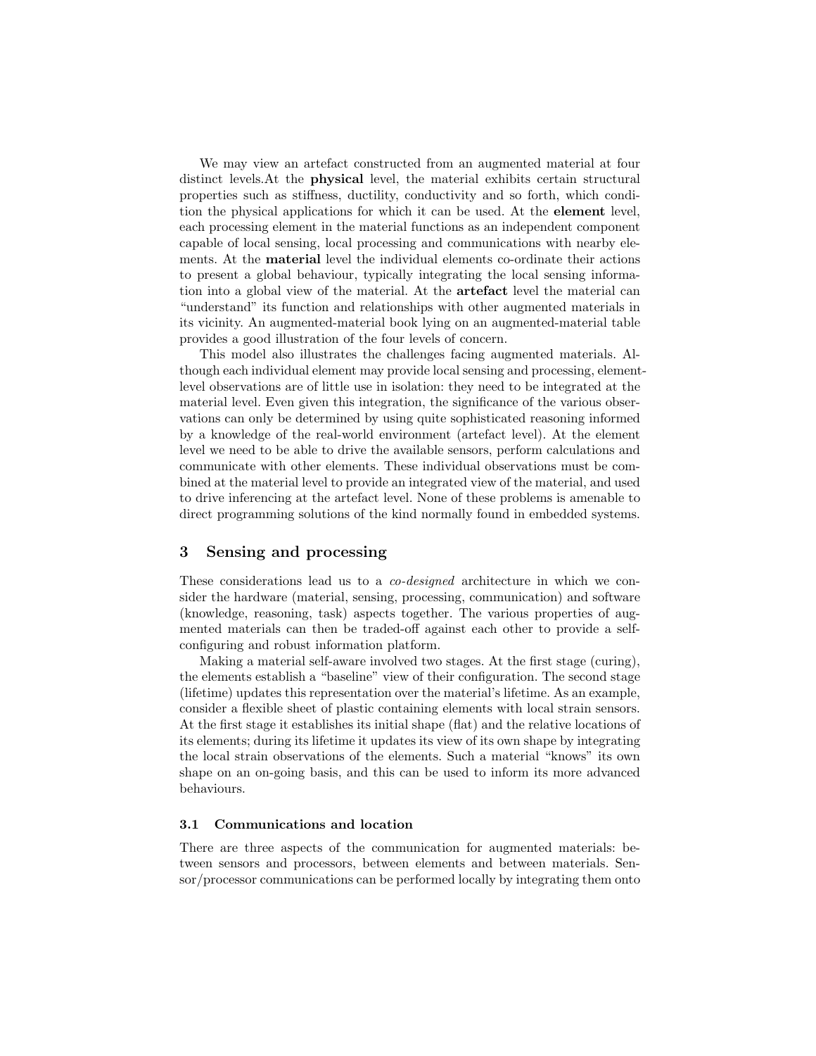We may view an artefact constructed from an augmented material at four distinct levels.At the **physical** level, the material exhibits certain structural properties such as stiffness, ductility, conductivity and so forth, which condition the physical applications for which it can be used. At the **element** level, each processing element in the material functions as an independent component capable of local sensing, local processing and communications with nearby elements. At the **material** level the individual elements co-ordinate their actions to present a global behaviour, typically integrating the local sensing information into a global view of the material. At the **artefact** level the material can "understand" its function and relationships with other augmented materials in its vicinity. An augmented-material book lying on an augmented-material table provides a good illustration of the four levels of concern.

This model also illustrates the challenges facing augmented materials. Although each individual element may provide local sensing and processing, element-level observations are of little use in isolation: they need to be integrated at the material level. Even given this integration, the significance of the various observations can only be determined by using quite sophisticated reasoning informed by a knowledge of the real-world environment (artefact level). At the element level we need to be able to drive the available sensors, perform calculations and communicate with other elements. These individual observations must be combined at the material level to provide an integrated view of the material, and used to drive inferencing at the artefact level. None of these problems is amenable to direct programming solutions of the kind normally found in embedded systems.

## 3 Sensing and processing

These considerations lead us to a *co-designed* architecture in which we consider the hardware (material, sensing, processing, communication) and software (knowledge, reasoning, task) aspects together. The various properties of augmented materials can then be traded-off against each other to provide a self-configuring and robust information platform.

Making a material self-aware involved two stages. At the first stage (curing), the elements establish a "baseline" view of their configuration. The second stage (lifetime) updates this representation over the material's lifetime. As an example, consider a flexible sheet of plastic containing elements with local strain sensors. At the first stage it establishes its initial shape (flat) and the relative locations of its elements; during its lifetime it updates its view of its own shape by integrating the local strain observations of the elements. Such a material "knows" its own shape on an on-going basis, and this can be used to inform its more advanced behaviours.

### 3.1 Communications and location

There are three aspects of the communication for augmented materials: between sensors and processors, between elements and between materials. Sensor/processor communications can be performed locally by integrating them onto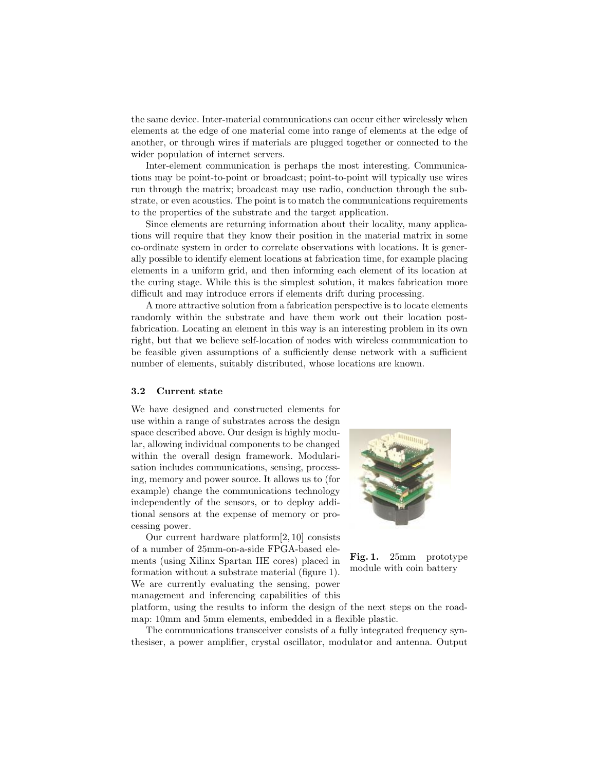the same device. Inter-material communications can occur either wirelessly when elements at the edge of one material come into range of elements at the edge of another, or through wires if materials are plugged together or connected to the wider population of internet servers.

Inter-element communication is perhaps the most interesting. Communications may be point-to-point or broadcast; point-to-point will typically use wires run through the matrix; broadcast may use radio, conduction through the substrate, or even acoustics. The point is to match the communications requirements to the properties of the substrate and the target application.

Since elements are returning information about their locality, many applications will require that they know their position in the material matrix in some co-ordinate system in order to correlate observations with locations. It is generally possible to identify element locations at fabrication time, for example placing elements in a uniform grid, and then informing each element of its location at the curing stage. While this is the simplest solution, it makes fabrication more difficult and may introduce errors if elements drift during processing.

A more attractive solution from a fabrication perspective is to locate elements randomly within the substrate and have them work out their location post-fabrication. Locating an element in this way is an interesting problem in its own right, but that we believe self-location of nodes with wireless communication to be feasible given assumptions of a sufficiently dense network with a sufficient number of elements, suitably distributed, whose locations are known.

### 3.2 Current state

We have designed and constructed elements for use within a range of substrates across the design space described above. Our design is highly modular, allowing individual components to be changed within the overall design framework. Modularisation includes communications, sensing, processing, memory and power source. It allows us to (for example) change the communications technology independently of the sensors, or to deploy additional sensors at the expense of memory or processing power.

Our current hardware platform[2, 10] consists of a number of 25mm-on-a-side FPGA-based elements (using Xilinx Spartan IIE cores) placed in formation without a substrate material (figure 1). We are currently evaluating the sensing, power management and inferencing capabilities of this platform, using the results to inform the design of the next steps on the roadmap: 10mm and 5mm elements, embedded in a flexible plastic.

**Fig. 1.** 25mm prototype module with coin battery

The communications transceiver consists of a fully integrated frequency synthesiser, a power amplifier, crystal oscillator, modulator and antenna. Output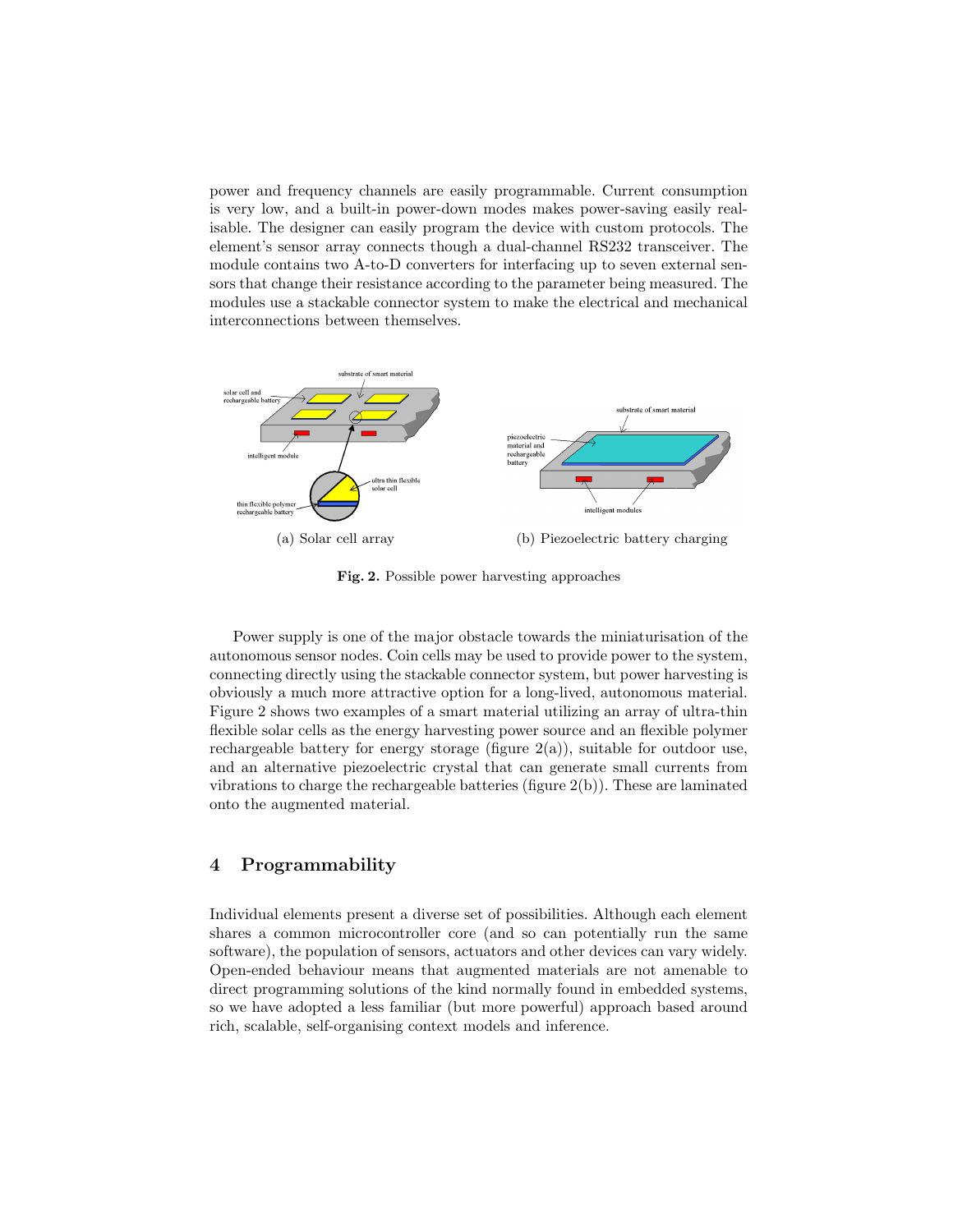power and frequency channels are easily programmable. Current consumption is very low, and a built-in power-down modes makes power-saving easily realisable. The designer can easily program the device with custom protocols. The element's sensor array connects though a dual-channel RS232 transceiver. The module contains two A-to-D converters for interfacing up to seven external sensors that change their resistance according to the parameter being measured. The modules use a stackable connector system to make the electrical and mechanical interconnections between themselves.

(a) Solar cell array

(b) Piezoelectric battery charging

**Fig. 2.** Possible power harvesting approaches

Power supply is one of the major obstacle towards the miniaturisation of the autonomous sensor nodes. Coin cells may be used to provide power to the system, connecting directly using the stackable connector system, but power harvesting is obviously a much more attractive option for a long-lived, autonomous material. Figure 2 shows two examples of a smart material utilizing an array of ultra-thin flexible solar cells as the energy harvesting power source and an flexible polymer rechargeable battery for energy storage (figure 2(a)), suitable for outdoor use, and an alternative piezoelectric crystal that can generate small currents from vibrations to charge the rechargeable batteries (figure 2(b)). These are laminated onto the augmented material.

## 4 Programmability

Individual elements present a diverse set of possibilities. Although each element shares a common microcontroller core (and so can potentially run the same software), the population of sensors, actuators and other devices can vary widely. Open-ended behaviour means that augmented materials are not amenable to direct programming solutions of the kind normally found in embedded systems, so we have adopted a less familiar (but more powerful) approach based around rich, scalable, self-organising context models and inference.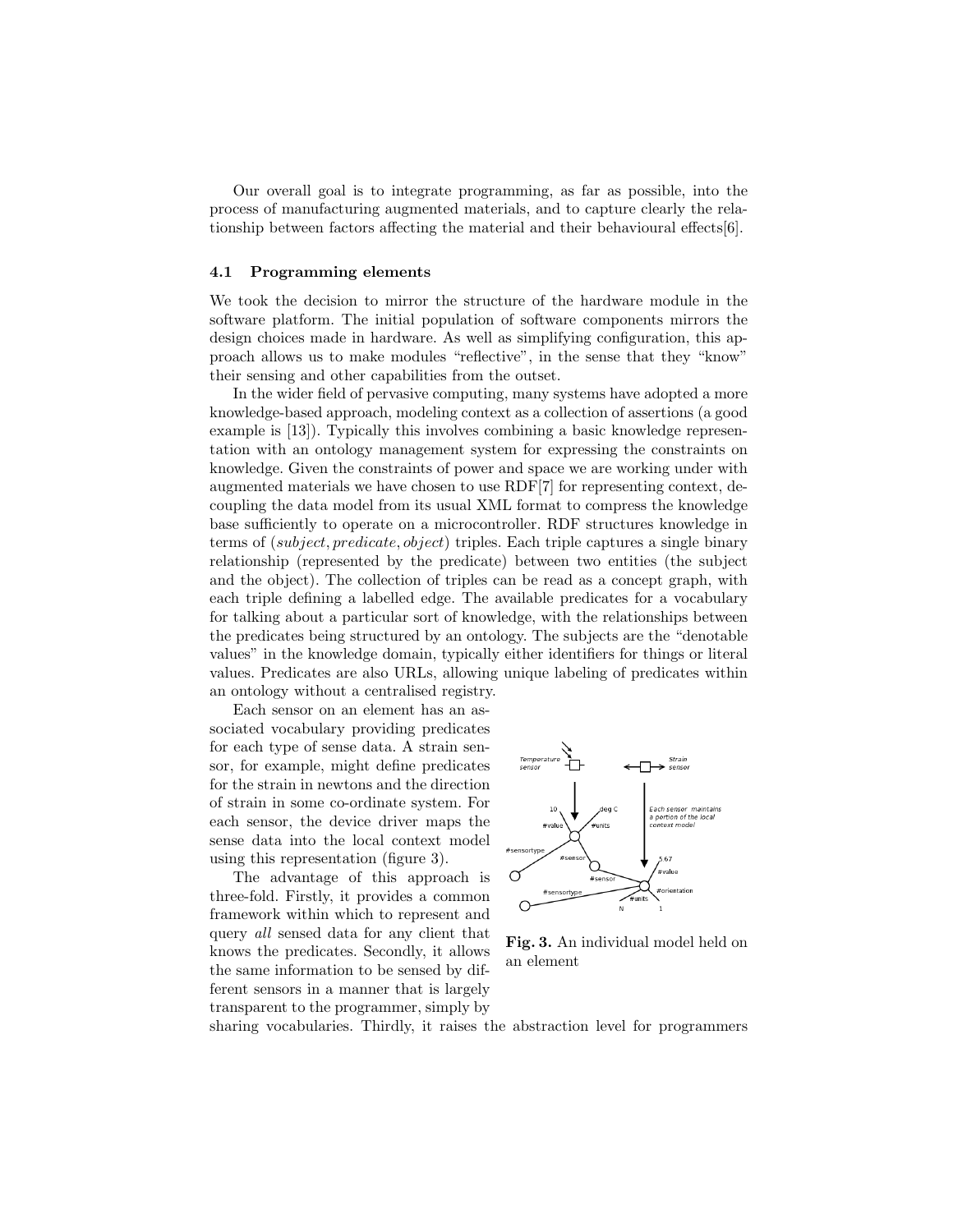Our overall goal is to integrate programming, as far as possible, into the process of manufacturing augmented materials, and to capture clearly the relationship between factors affecting the material and their behavioural effects[6].

### 4.1 Programming elements

We took the decision to mirror the structure of the hardware module in the software platform. The initial population of software components mirrors the design choices made in hardware. As well as simplifying configuration, this approach allows us to make modules "reflective", in the sense that they "know" their sensing and other capabilities from the outset.

In the wider field of pervasive computing, many systems have adopted a more knowledge-based approach, modeling context as a collection of assertions (a good example is [13]). Typically this involves combining a basic knowledge representation with an ontology management system for expressing the constraints on knowledge. Given the constraints of power and space we are working under with augmented materials we have chosen to use RDF[7] for representing context, decoupling the data model from its usual XML format to compress the knowledge base sufficiently to operate on a microcontroller. RDF structures knowledge in terms of (*subject*, *predicate*, *object*) triples. Each triple captures a single binary relationship (represented by the predicate) between two entities (the subject and the object). The collection of triples can be read as a concept graph, with each triple defining a labelled edge. The available predicates for a vocabulary for talking about a particular sort of knowledge, with the relationships between the predicates being structured by an ontology. The subjects are the "denotable values" in the knowledge domain, typically either identifiers for things or literal values. Predicates are also URLs, allowing unique labeling of predicates within an ontology without a centralised registry.

Each sensor on an element has an associated vocabulary providing predicates for each type of sense data. A strain sensor, for example, might define predicates for the strain in newtons and the direction of strain in some co-ordinate system. For each sensor, the device driver maps the sense data into the local context model using this representation (figure 3).

Temperature sensor
Strain sensor
10
deg C
#value
#units
Each sensor maintains a portion of the local context model
#sensortype
#sensor
5.67
#value
#sensor
#orientation
#sensortype
#units
N
1

**Fig. 3.** An individual model held on an element

The advantage of this approach is three-fold. Firstly, it provides a common framework within which to represent and query *all* sensed data for any client that knows the predicates. Secondly, it allows the same information to be sensed by different sensors in a manner that is largely transparent to the programmer, simply by sharing vocabularies. Thirdly, it raises the abstraction level for programmers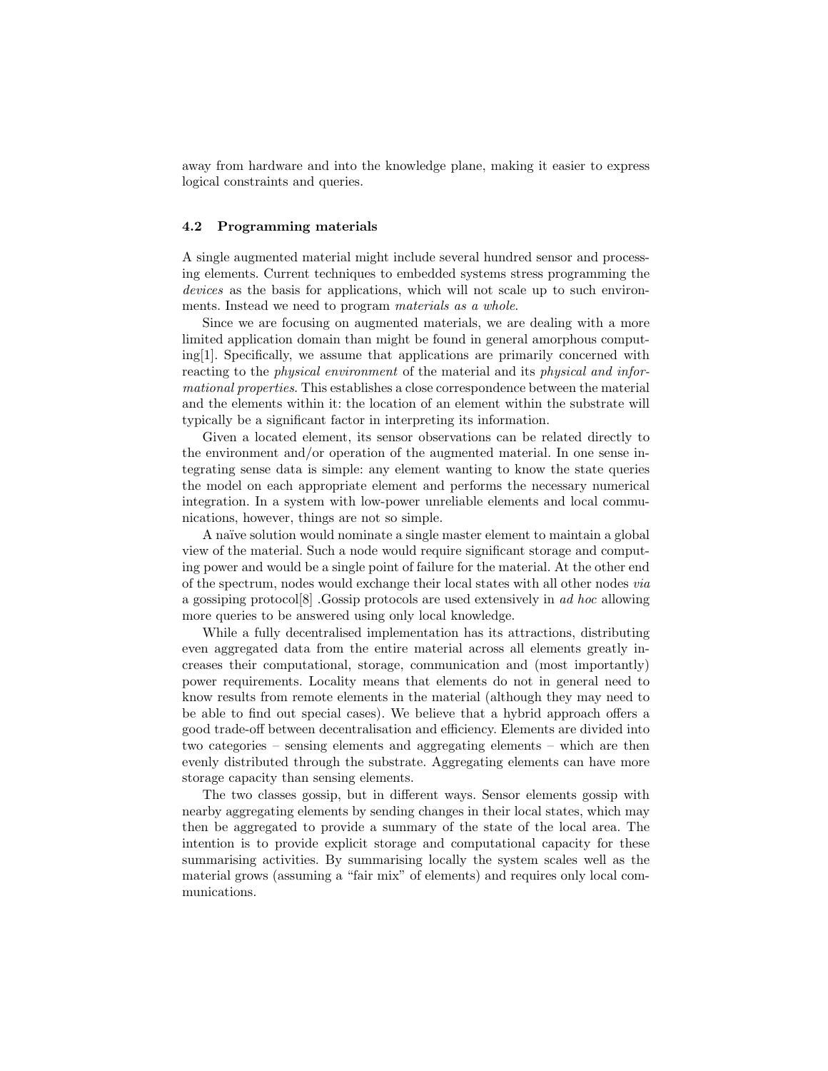away from hardware and into the knowledge plane, making it easier to express logical constraints and queries.

### 4.2 Programming materials

A single augmented material might include several hundred sensor and processing elements. Current techniques to embedded systems stress programming the *devices* as the basis for applications, which will not scale up to such environments. Instead we need to program *materials as a whole*.

Since we are focusing on augmented materials, we are dealing with a more limited application domain than might be found in general amorphous computing[1]. Specifically, we assume that applications are primarily concerned with reacting to the *physical environment* of the material and its *physical and informational properties*. This establishes a close correspondence between the material and the elements within it: the location of an element within the substrate will typically be a significant factor in interpreting its information.

Given a located element, its sensor observations can be related directly to the environment and/or operation of the augmented material. In one sense integrating sense data is simple: any element wanting to know the state queries the model on each appropriate element and performs the necessary numerical integration. In a system with low-power unreliable elements and local communications, however, things are not so simple.

A naïve solution would nominate a single master element to maintain a global view of the material. Such a node would require significant storage and computing power and would be a single point of failure for the material. At the other end of the spectrum, nodes would exchange their local states with all other nodes *via* a gossiping protocol[8] .Gossip protocols are used extensively in *ad hoc* allowing more queries to be answered using only local knowledge.

While a fully decentralised implementation has its attractions, distributing even aggregated data from the entire material across all elements greatly increases their computational, storage, communication and (most importantly) power requirements. Locality means that elements do not in general need to know results from remote elements in the material (although they may need to be able to find out special cases). We believe that a hybrid approach offers a good trade-off between decentralisation and efficiency. Elements are divided into two categories – sensing elements and aggregating elements – which are then evenly distributed through the substrate. Aggregating elements can have more storage capacity than sensing elements.

The two classes gossip, but in different ways. Sensor elements gossip with nearby aggregating elements by sending changes in their local states, which may then be aggregated to provide a summary of the state of the local area. The intention is to provide explicit storage and computational capacity for these summarising activities. By summarising locally the system scales well as the material grows (assuming a "fair mix" of elements) and requires only local communications.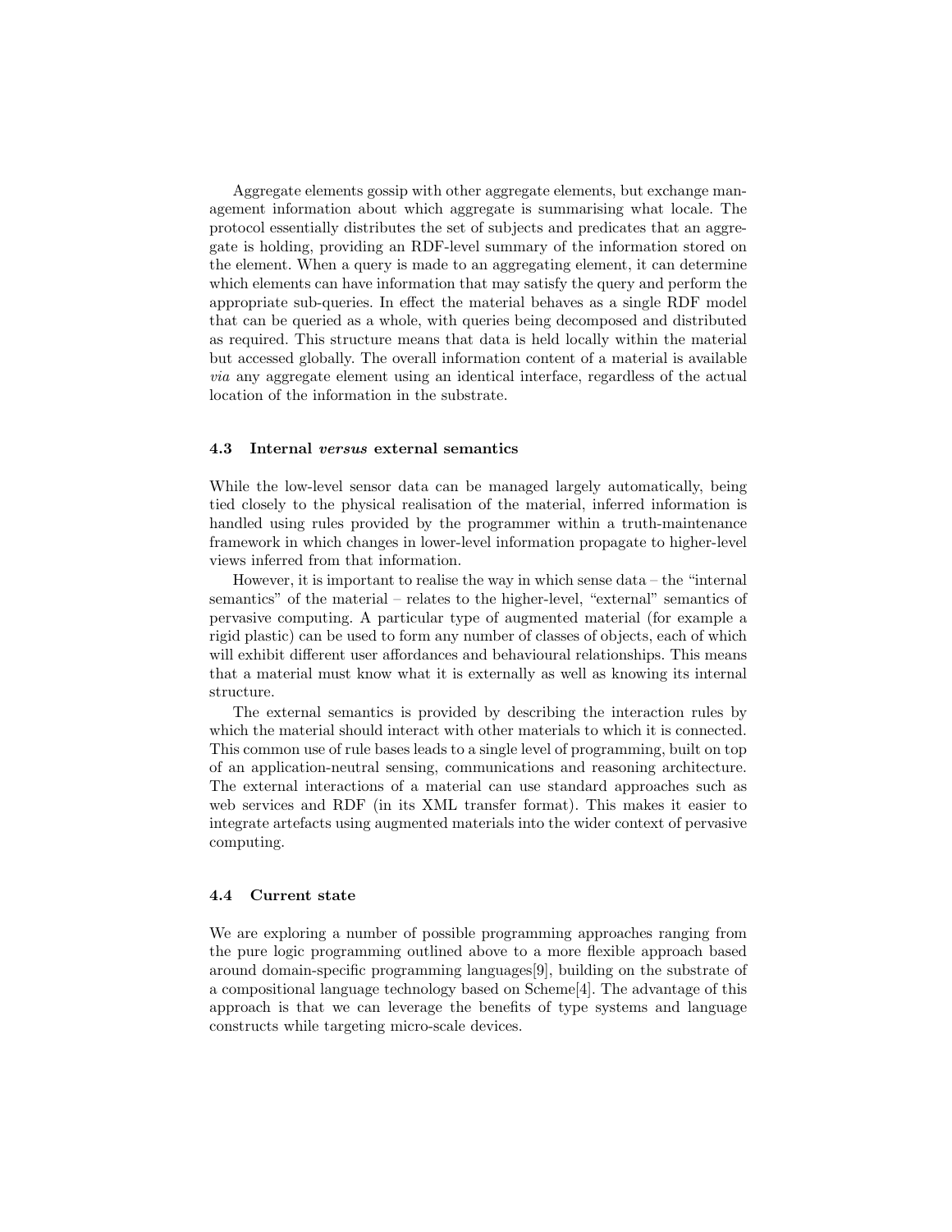Aggregate elements gossip with other aggregate elements, but exchange management information about which aggregate is summarising what locale. The protocol essentially distributes the set of subjects and predicates that an aggregate is holding, providing an RDF-level summary of the information stored on the element. When a query is made to an aggregating element, it can determine which elements can have information that may satisfy the query and perform the appropriate sub-queries. In effect the material behaves as a single RDF model that can be queried as a whole, with queries being decomposed and distributed as required. This structure means that data is held locally within the material but accessed globally. The overall information content of a material is available *via* any aggregate element using an identical interface, regardless of the actual location of the information in the substrate.

### 4.3 Internal *versus* external semantics

While the low-level sensor data can be managed largely automatically, being tied closely to the physical realisation of the material, inferred information is handled using rules provided by the programmer within a truth-maintenance framework in which changes in lower-level information propagate to higher-level views inferred from that information.

However, it is important to realise the way in which sense data – the "internal semantics" of the material – relates to the higher-level, "external" semantics of pervasive computing. A particular type of augmented material (for example a rigid plastic) can be used to form any number of classes of objects, each of which will exhibit different user affordances and behavioural relationships. This means that a material must know what it is externally as well as knowing its internal structure.

The external semantics is provided by describing the interaction rules by which the material should interact with other materials to which it is connected. This common use of rule bases leads to a single level of programming, built on top of an application-neutral sensing, communications and reasoning architecture. The external interactions of a material can use standard approaches such as web services and RDF (in its XML transfer format). This makes it easier to integrate artefacts using augmented materials into the wider context of pervasive computing.

### 4.4 Current state

We are exploring a number of possible programming approaches ranging from the pure logic programming outlined above to a more flexible approach based around domain-specific programming languages[9], building on the substrate of a compositional language technology based on Scheme[4]. The advantage of this approach is that we can leverage the benefits of type systems and language constructs while targeting micro-scale devices.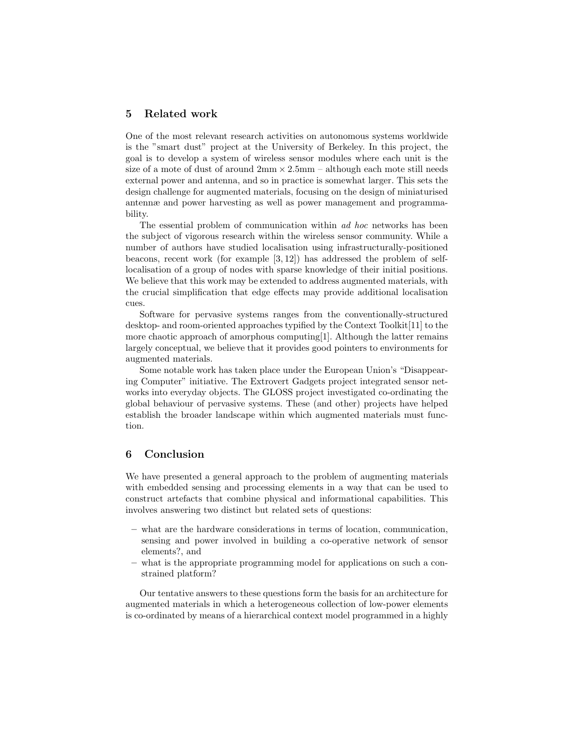## 5 Related work

One of the most relevant research activities on autonomous systems worldwide is the "smart dust" project at the University of Berkeley. In this project, the goal is to develop a system of wireless sensor modules where each unit is the size of a mote of dust of around $2\text{mm} \times 2.5\text{mm}$ – although each mote still needs external power and antenna, and so in practice is somewhat larger. This sets the design challenge for augmented materials, focusing on the design of miniaturised antennæ and power harvesting as well as power management and programmability.

The essential problem of communication within *ad hoc* networks has been the subject of vigorous research within the wireless sensor community. While a number of authors have studied localisation using infrastructurally-positioned beacons, recent work (for example [3, 12]) has addressed the problem of self-localisation of a group of nodes with sparse knowledge of their initial positions. We believe that this work may be extended to address augmented materials, with the crucial simplification that edge effects may provide additional localisation cues.

Software for pervasive systems ranges from the conventionally-structured desktop- and room-oriented approaches typified by the Context Toolkit[11] to the more chaotic approach of amorphous computing[1]. Although the latter remains largely conceptual, we believe that it provides good pointers to environments for augmented materials.

Some notable work has taken place under the European Union's "Disappearing Computer" initiative. The Extrovert Gadgets project integrated sensor networks into everyday objects. The GLOSS project investigated co-ordinating the global behaviour of pervasive systems. These (and other) projects have helped establish the broader landscape within which augmented materials must function.

## 6 Conclusion

We have presented a general approach to the problem of augmenting materials with embedded sensing and processing elements in a way that can be used to construct artefacts that combine physical and informational capabilities. This involves answering two distinct but related sets of questions:

- what are the hardware considerations in terms of location, communication, sensing and power involved in building a co-operative network of sensor elements?, and
- what is the appropriate programming model for applications on such a constrained platform?

Our tentative answers to these questions form the basis for an architecture for augmented materials in which a heterogeneous collection of low-power elements is co-ordinated by means of a hierarchical context model programmed in a highly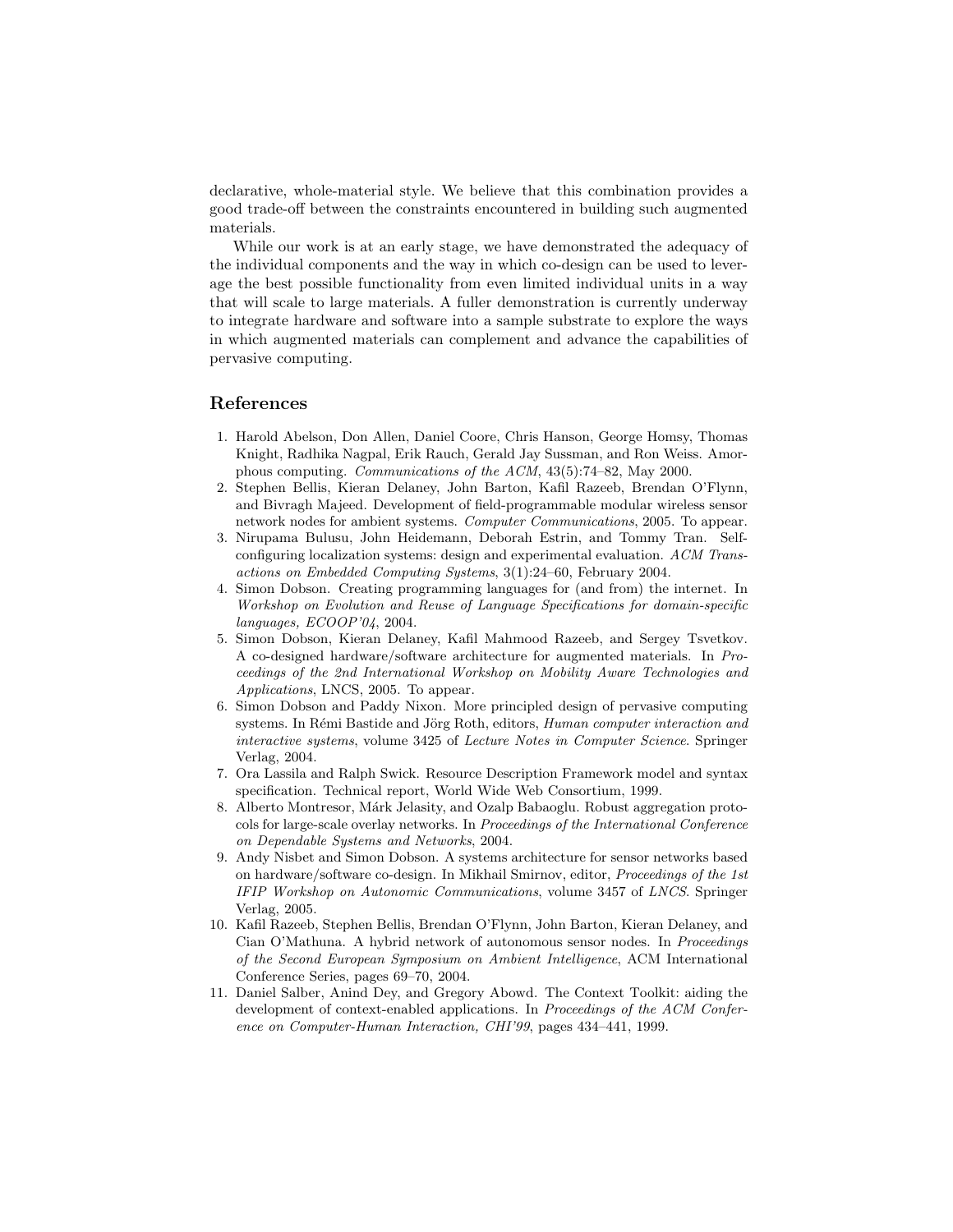declarative, whole-material style. We believe that this combination provides a good trade-off between the constraints encountered in building such augmented materials.

While our work is at an early stage, we have demonstrated the adequacy of the individual components and the way in which co-design can be used to leverage the best possible functionality from even limited individual units in a way that will scale to large materials. A fuller demonstration is currently underway to integrate hardware and software into a sample substrate to explore the ways in which augmented materials can complement and advance the capabilities of pervasive computing.

## References

1. Harold Abelson, Don Allen, Daniel Coore, Chris Hanson, George Homsy, Thomas Knight, Radhika Nagpal, Erik Rauch, Gerald Jay Sussman, and Ron Weiss. Amorphous computing. *Communications of the ACM*, 43(5):74–82, May 2000.
2. Stephen Bellis, Kieran Delaney, John Barton, Kafil Razeeb, Brendan O'Flynn, and Bivragh Majeed. Development of field-programmable modular wireless sensor network nodes for ambient systems. *Computer Communications*, 2005. To appear.
3. Nirupama Bulusu, John Heidemann, Deborah Estrin, and Tommy Tran. Self-configuring localization systems: design and experimental evaluation. *ACM Transactions on Embedded Computing Systems*, 3(1):24–60, February 2004.
4. Simon Dobson. Creating programming languages for (and from) the internet. In *Workshop on Evolution and Reuse of Language Specifications for domain-specific languages, ECOOP'04*, 2004.
5. Simon Dobson, Kieran Delaney, Kafil Mahmood Razeeb, and Sergey Tsvetkov. A co-designed hardware/software architecture for augmented materials. In *Proceedings of the 2nd International Workshop on Mobility Aware Technologies and Applications*, LNCS, 2005. To appear.
6. Simon Dobson and Paddy Nixon. More principled design of pervasive computing systems. In Rémi Bastide and Jörg Roth, editors, *Human computer interaction and interactive systems*, volume 3425 of *Lecture Notes in Computer Science*. Springer Verlag, 2004.
7. Ora Lassila and Ralph Swick. Resource Description Framework model and syntax specification. Technical report, World Wide Web Consortium, 1999.
8. Alberto Montresor, Márk Jelasity, and Ozalp Babaoglu. Robust aggregation protocols for large-scale overlay networks. In *Proceedings of the International Conference on Dependable Systems and Networks*, 2004.
9. Andy Nisbet and Simon Dobson. A systems architecture for sensor networks based on hardware/software co-design. In Mikhail Smirnov, editor, *Proceedings of the 1st IFIP Workshop on Autonomic Communications*, volume 3457 of *LNCS*. Springer Verlag, 2005.
10. Kafil Razeeb, Stephen Bellis, Brendan O'Flynn, John Barton, Kieran Delaney, and Cian O'Mathuna. A hybrid network of autonomous sensor nodes. In *Proceedings of the Second European Symposium on Ambient Intelligence*, ACM International Conference Series, pages 69–70, 2004.
11. Daniel Salber, Anind Dey, and Gregory Abowd. The Context Toolkit: aiding the development of context-enabled applications. In *Proceedings of the ACM Conference on Computer-Human Interaction, CHI'99*, pages 434–441, 1999.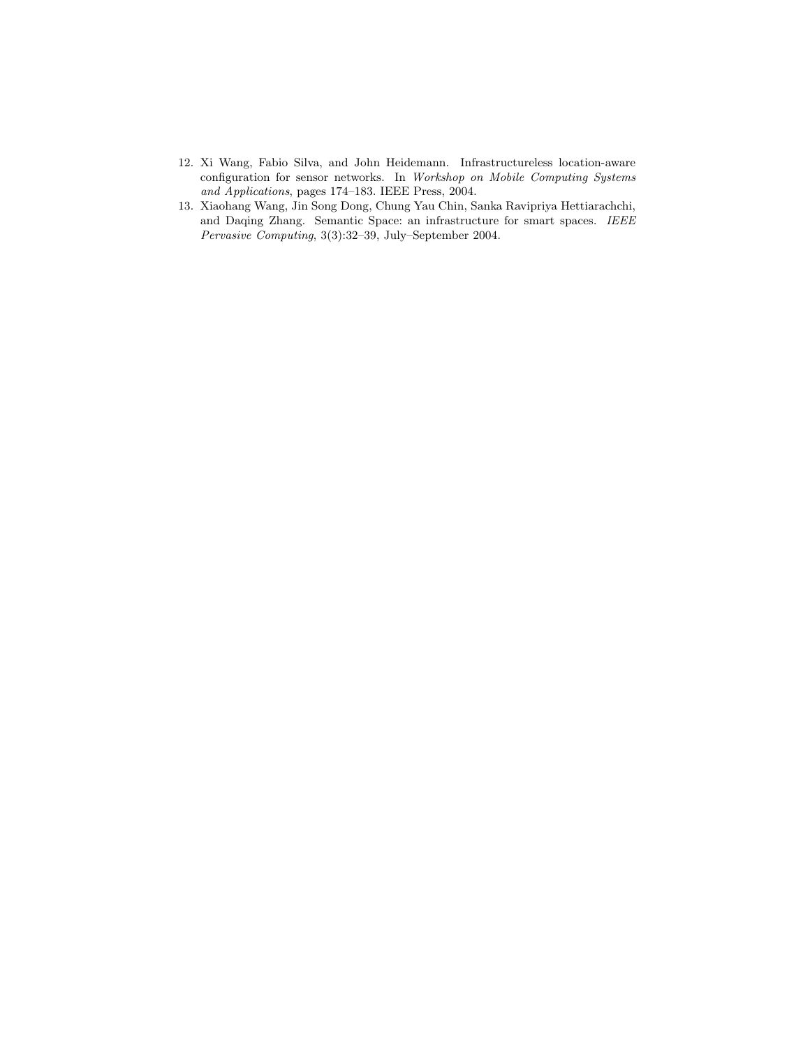12. Xi Wang, Fabio Silva, and John Heidemann. Infrastructureless location-aware configuration for sensor networks. In *Workshop on Mobile Computing Systems and Applications*, pages 174–183. IEEE Press, 2004.
13. Xiaohang Wang, Jin Song Dong, Chung Yau Chin, Sanka Ravipriya Hettiarachchi, and Daqing Zhang. Semantic Space: an infrastructure for smart spaces. *IEEE Pervasive Computing*, 3(3):32–39, July–September 2004.